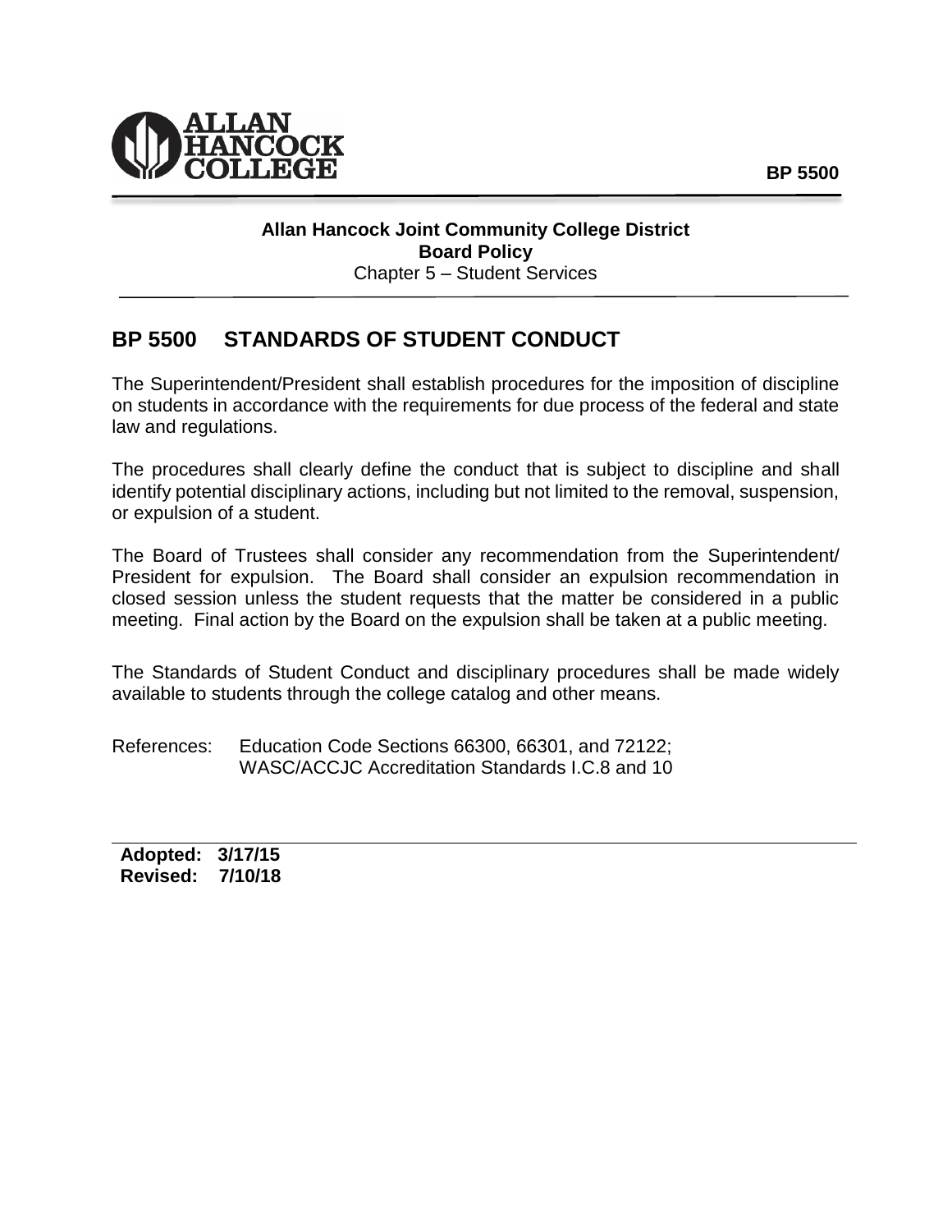**Allan Hancock Joint Community College District**
**Board Policy**
Chapter 5 – Student Services

# BP 5500 STANDARDS OF STUDENT CONDUCT

The Superintendent/President shall establish procedures for the imposition of discipline on students in accordance with the requirements for due process of the federal and state law and regulations.

The procedures shall clearly define the conduct that is subject to discipline and shall identify potential disciplinary actions, including but not limited to the removal, suspension, or expulsion of a student.

The Board of Trustees shall consider any recommendation from the Superintendent/ President for expulsion. The Board shall consider an expulsion recommendation in closed session unless the student requests that the matter be considered in a public meeting. Final action by the Board on the expulsion shall be taken at a public meeting.

The Standards of Student Conduct and disciplinary procedures shall be made widely available to students through the college catalog and other means.

References: Education Code Sections 66300, 66301, and 72122;
WASC/ACCJC Accreditation Standards I.C.8 and 10

**Adopted: 3/17/15**
**Revised: 7/10/18**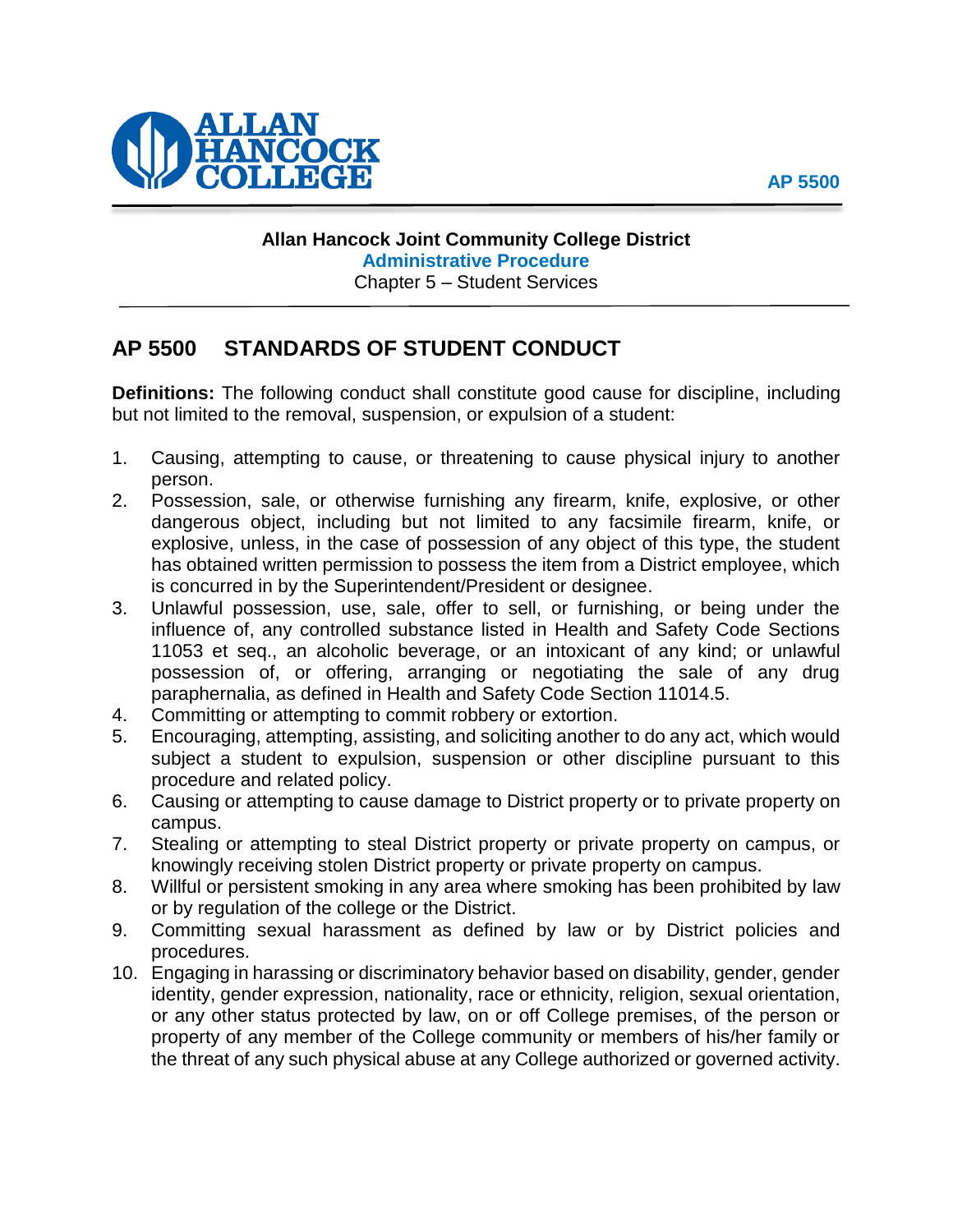**Allan Hancock Joint Community College District**
**Administrative Procedure**
Chapter 5 – Student Services

## AP 5500 STANDARDS OF STUDENT CONDUCT

**Definitions:** The following conduct shall constitute good cause for discipline, including but not limited to the removal, suspension, or expulsion of a student:

1. Causing, attempting to cause, or threatening to cause physical injury to another person.
2. Possession, sale, or otherwise furnishing any firearm, knife, explosive, or other dangerous object, including but not limited to any facsimile firearm, knife, or explosive, unless, in the case of possession of any object of this type, the student has obtained written permission to possess the item from a District employee, which is concurred in by the Superintendent/President or designee.
3. Unlawful possession, use, sale, offer to sell, or furnishing, or being under the influence of, any controlled substance listed in Health and Safety Code Sections 11053 et seq., an alcoholic beverage, or an intoxicant of any kind; or unlawful possession of, or offering, arranging or negotiating the sale of any drug paraphernalia, as defined in Health and Safety Code Section 11014.5.
4. Committing or attempting to commit robbery or extortion.
5. Encouraging, attempting, assisting, and soliciting another to do any act, which would subject a student to expulsion, suspension or other discipline pursuant to this procedure and related policy.
6. Causing or attempting to cause damage to District property or to private property on campus.
7. Stealing or attempting to steal District property or private property on campus, or knowingly receiving stolen District property or private property on campus.
8. Willful or persistent smoking in any area where smoking has been prohibited by law or by regulation of the college or the District.
9. Committing sexual harassment as defined by law or by District policies and procedures.
10. Engaging in harassing or discriminatory behavior based on disability, gender, gender identity, gender expression, nationality, race or ethnicity, religion, sexual orientation, or any other status protected by law, on or off College premises, of the person or property of any member of the College community or members of his/her family or the threat of any such physical abuse at any College authorized or governed activity.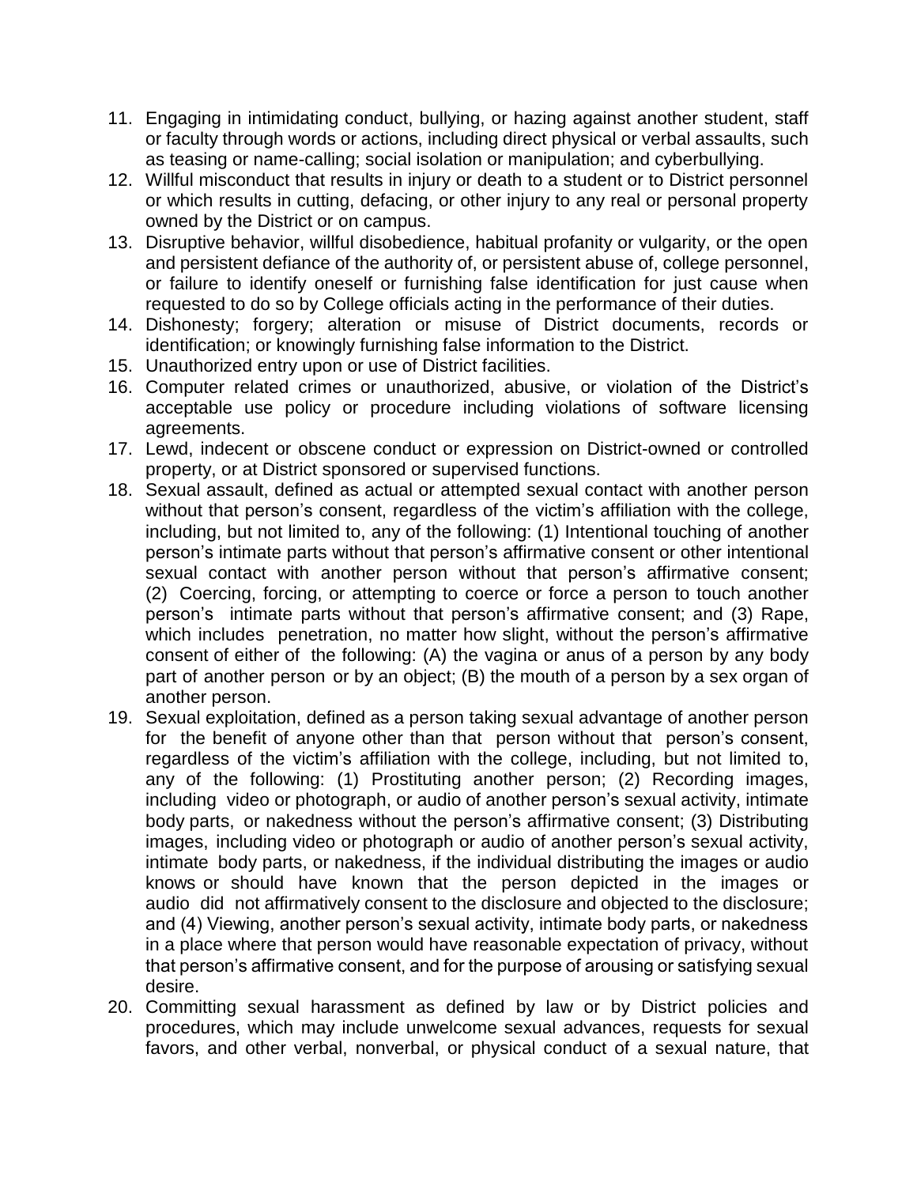11. Engaging in intimidating conduct, bullying, or hazing against another student, staff or faculty through words or actions, including direct physical or verbal assaults, such as teasing or name-calling; social isolation or manipulation; and cyberbullying.
12. Willful misconduct that results in injury or death to a student or to District personnel or which results in cutting, defacing, or other injury to any real or personal property owned by the District or on campus.
13. Disruptive behavior, willful disobedience, habitual profanity or vulgarity, or the open and persistent defiance of the authority of, or persistent abuse of, college personnel, or failure to identify oneself or furnishing false identification for just cause when requested to do so by College officials acting in the performance of their duties.
14. Dishonesty; forgery; alteration or misuse of District documents, records or identification; or knowingly furnishing false information to the District.
15. Unauthorized entry upon or use of District facilities.
16. Computer related crimes or unauthorized, abusive, or violation of the District's acceptable use policy or procedure including violations of software licensing agreements.
17. Lewd, indecent or obscene conduct or expression on District-owned or controlled property, or at District sponsored or supervised functions.
18. Sexual assault, defined as actual or attempted sexual contact with another person without that person's consent, regardless of the victim's affiliation with the college, including, but not limited to, any of the following: (1) Intentional touching of another person's intimate parts without that person's affirmative consent or other intentional sexual contact with another person without that person's affirmative consent; (2) Coercing, forcing, or attempting to coerce or force a person to touch another person's intimate parts without that person's affirmative consent; and (3) Rape, which includes penetration, no matter how slight, without the person's affirmative consent of either of the following: (A) the vagina or anus of a person by any body part of another person or by an object; (B) the mouth of a person by a sex organ of another person.
19. Sexual exploitation, defined as a person taking sexual advantage of another person for the benefit of anyone other than that person without that person's consent, regardless of the victim's affiliation with the college, including, but not limited to, any of the following: (1) Prostituting another person; (2) Recording images, including video or photograph, or audio of another person's sexual activity, intimate body parts, or nakedness without the person's affirmative consent; (3) Distributing images, including video or photograph or audio of another person's sexual activity, intimate body parts, or nakedness, if the individual distributing the images or audio knows or should have known that the person depicted in the images or audio did not affirmatively consent to the disclosure and objected to the disclosure; and (4) Viewing, another person's sexual activity, intimate body parts, or nakedness in a place where that person would have reasonable expectation of privacy, without that person's affirmative consent, and for the purpose of arousing or satisfying sexual desire.
20. Committing sexual harassment as defined by law or by District policies and procedures, which may include unwelcome sexual advances, requests for sexual favors, and other verbal, nonverbal, or physical conduct of a sexual nature, that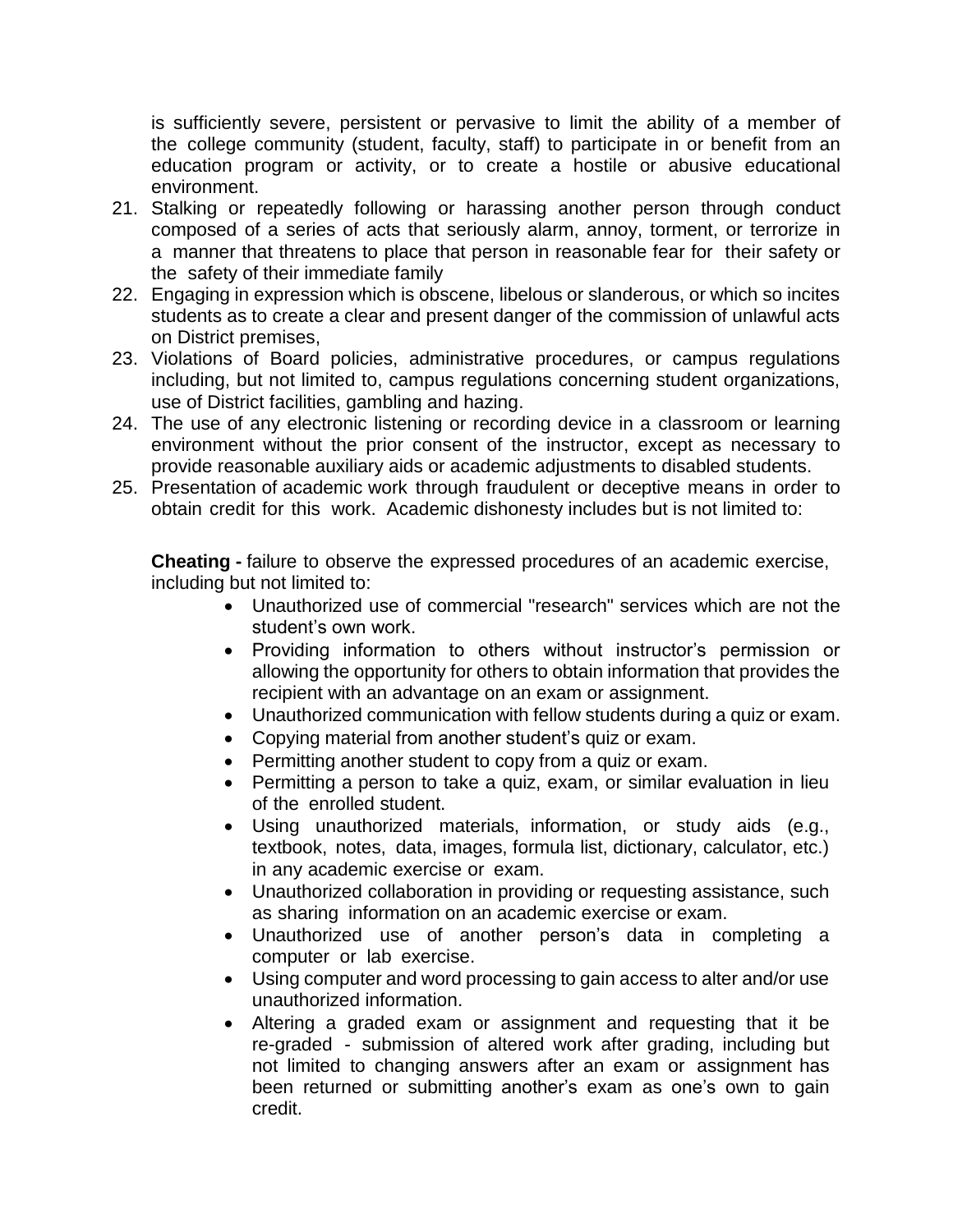is sufficiently severe, persistent or pervasive to limit the ability of a member of the college community (student, faculty, staff) to participate in or benefit from an education program or activity, or to create a hostile or abusive educational environment.

21. Stalking or repeatedly following or harassing another person through conduct composed of a series of acts that seriously alarm, annoy, torment, or terrorize in a manner that threatens to place that person in reasonable fear for their safety or the safety of their immediate family
22. Engaging in expression which is obscene, libelous or slanderous, or which so incites students as to create a clear and present danger of the commission of unlawful acts on District premises,
23. Violations of Board policies, administrative procedures, or campus regulations including, but not limited to, campus regulations concerning student organizations, use of District facilities, gambling and hazing.
24. The use of any electronic listening or recording device in a classroom or learning environment without the prior consent of the instructor, except as necessary to provide reasonable auxiliary aids or academic adjustments to disabled students.
25. Presentation of academic work through fraudulent or deceptive means in order to obtain credit for this work. Academic dishonesty includes but is not limited to:

    **Cheating -** failure to observe the expressed procedures of an academic exercise, including but not limited to:

    - Unauthorized use of commercial "research" services which are not the student's own work.
    - Providing information to others without instructor's permission or allowing the opportunity for others to obtain information that provides the recipient with an advantage on an exam or assignment.
    - Unauthorized communication with fellow students during a quiz or exam.
    - Copying material from another student's quiz or exam.
    - Permitting another student to copy from a quiz or exam.
    - Permitting a person to take a quiz, exam, or similar evaluation in lieu of the enrolled student.
    - Using unauthorized materials, information, or study aids (e.g., textbook, notes, data, images, formula list, dictionary, calculator, etc.) in any academic exercise or exam.
    - Unauthorized collaboration in providing or requesting assistance, such as sharing information on an academic exercise or exam.
    - Unauthorized use of another person's data in completing a computer or lab exercise.
    - Using computer and word processing to gain access to alter and/or use unauthorized information.
    - Altering a graded exam or assignment and requesting that it be re-graded - submission of altered work after grading, including but not limited to changing answers after an exam or assignment has been returned or submitting another's exam as one's own to gain credit.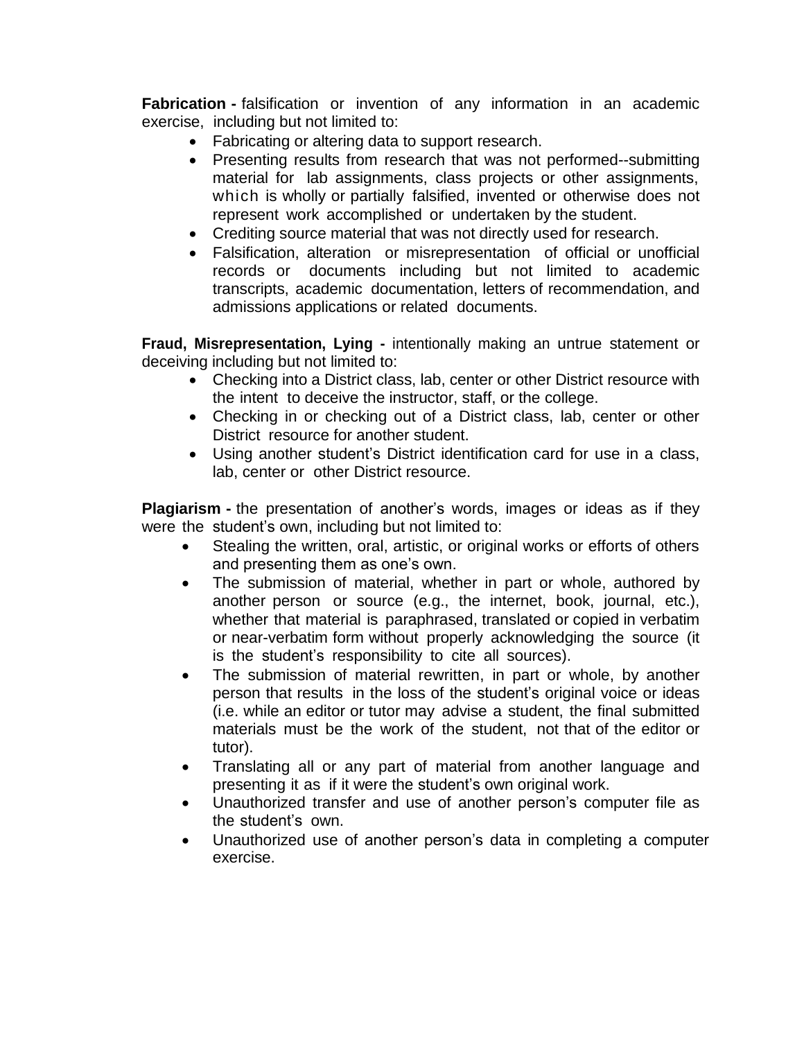**Fabrication -** falsification or invention of any information in an academic exercise, including but not limited to:

- Fabricating or altering data to support research.
- Presenting results from research that was not performed--submitting material for lab assignments, class projects or other assignments, which is wholly or partially falsified, invented or otherwise does not represent work accomplished or undertaken by the student.
- Crediting source material that was not directly used for research.
- Falsification, alteration or misrepresentation of official or unofficial records or documents including but not limited to academic transcripts, academic documentation, letters of recommendation, and admissions applications or related documents.

**Fraud, Misrepresentation, Lying -** intentionally making an untrue statement or deceiving including but not limited to:

- Checking into a District class, lab, center or other District resource with the intent to deceive the instructor, staff, or the college.
- Checking in or checking out of a District class, lab, center or other District resource for another student.
- Using another student's District identification card for use in a class, lab, center or other District resource.

**Plagiarism -** the presentation of another's words, images or ideas as if they were the student's own, including but not limited to:

- Stealing the written, oral, artistic, or original works or efforts of others and presenting them as one's own.
- The submission of material, whether in part or whole, authored by another person or source (e.g., the internet, book, journal, etc.), whether that material is paraphrased, translated or copied in verbatim or near-verbatim form without properly acknowledging the source (it is the student's responsibility to cite all sources).
- The submission of material rewritten, in part or whole, by another person that results in the loss of the student's original voice or ideas (i.e. while an editor or tutor may advise a student, the final submitted materials must be the work of the student, not that of the editor or tutor).
- Translating all or any part of material from another language and presenting it as if it were the student's own original work.
- Unauthorized transfer and use of another person's computer file as the student's own.
- Unauthorized use of another person's data in completing a computer exercise.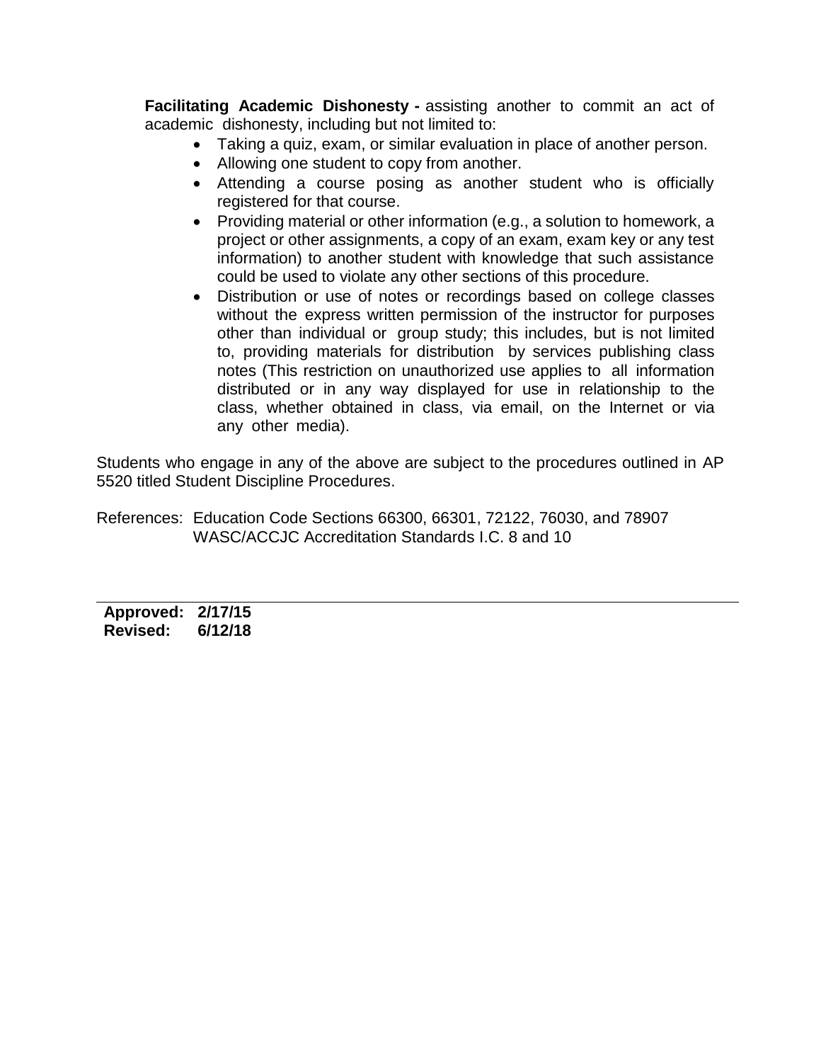**Facilitating Academic Dishonesty -** assisting another to commit an act of academic dishonesty, including but not limited to:

- Taking a quiz, exam, or similar evaluation in place of another person.
- Allowing one student to copy from another.
- Attending a course posing as another student who is officially registered for that course.
- Providing material or other information (e.g., a solution to homework, a project or other assignments, a copy of an exam, exam key or any test information) to another student with knowledge that such assistance could be used to violate any other sections of this procedure.
- Distribution or use of notes or recordings based on college classes without the express written permission of the instructor for purposes other than individual or group study; this includes, but is not limited to, providing materials for distribution by services publishing class notes (This restriction on unauthorized use applies to all information distributed or in any way displayed for use in relationship to the class, whether obtained in class, via email, on the Internet or via any other media).

Students who engage in any of the above are subject to the procedures outlined in AP 5520 titled Student Discipline Procedures.

References: Education Code Sections 66300, 66301, 72122, 76030, and 78907
WASC/ACCJC Accreditation Standards I.C. 8 and 10

---

**Approved: 2/17/15**
**Revised: 6/12/18**